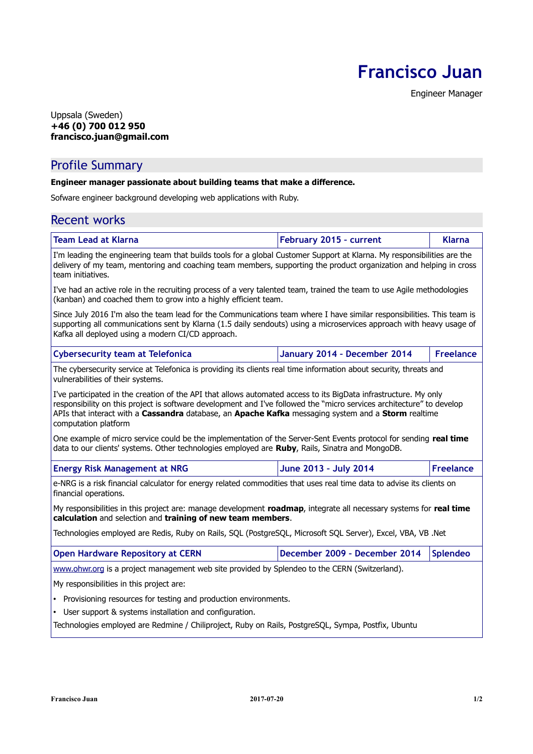# Francisco Juan

Engineer Manager

Uppsala (Sweden)
**+46 (0) 700 012 950**
**francisco.juan@gmail.com**

## Profile Summary

**Engineer manager passionate about building teams that make a difference.**

Sofware engineer background developing web applications with Ruby.

## Recent works

| Team Lead at Klarna | February 2015 - current | Klarna |
|---|---|---|

I'm leading the engineering team that builds tools for a global Customer Support at Klarna. My responsibilities are the delivery of my team, mentoring and coaching team members, supporting the product organization and helping in cross team initiatives.

I've had an active role in the recruiting process of a very talented team, trained the team to use Agile methodologies (kanban) and coached them to grow into a highly efficient team.

Since July 2016 I'm also the team lead for the Communications team where I have similar responsibilities. This team is supporting all communications sent by Klarna (1.5 daily sendouts) using a microservices approach with heavy usage of Kafka all deployed using a modern CI/CD approach.

| Cybersecurity team at Telefonica | January 2014 - December 2014 | Freelance |
|---|---|---|

The cybersecurity service at Telefonica is providing its clients real time information about security, threats and vulnerabilities of their systems.

I've participated in the creation of the API that allows automated access to its BigData infrastructure. My only responsibility on this project is software development and I've followed the "micro services architecture" to develop APIs that interact with a **Cassandra** database, an **Apache Kafka** messaging system and a **Storm** realtime computation platform

One example of micro service could be the implementation of the Server-Sent Events protocol for sending **real time** data to our clients' systems. Other technologies employed are **Ruby**, Rails, Sinatra and MongoDB.

| Energy Risk Management at NRG | June 2013 - July 2014 | Freelance |
|---|---|---|

e-NRG is a risk financial calculator for energy related commodities that uses real time data to advise its clients on financial operations.

My responsibilities in this project are: manage development **roadmap**, integrate all necessary systems for **real time calculation** and selection and **training of new team members**.

Technologies employed are Redis, Ruby on Rails, SQL (PostgreSQL, Microsoft SQL Server), Excel, VBA, VB .Net

| Open Hardware Repository at CERN | December 2009 - December 2014 | Splendeo |
|---|---|---|

www.ohwr.org is a project management web site provided by Splendeo to the CERN (Switzerland).

My responsibilities in this project are:

- Provisioning resources for testing and production environments.
- User support & systems installation and configuration.

Technologies employed are Redmine / Chiliproject, Ruby on Rails, PostgreSQL, Sympa, Postfix, Ubuntu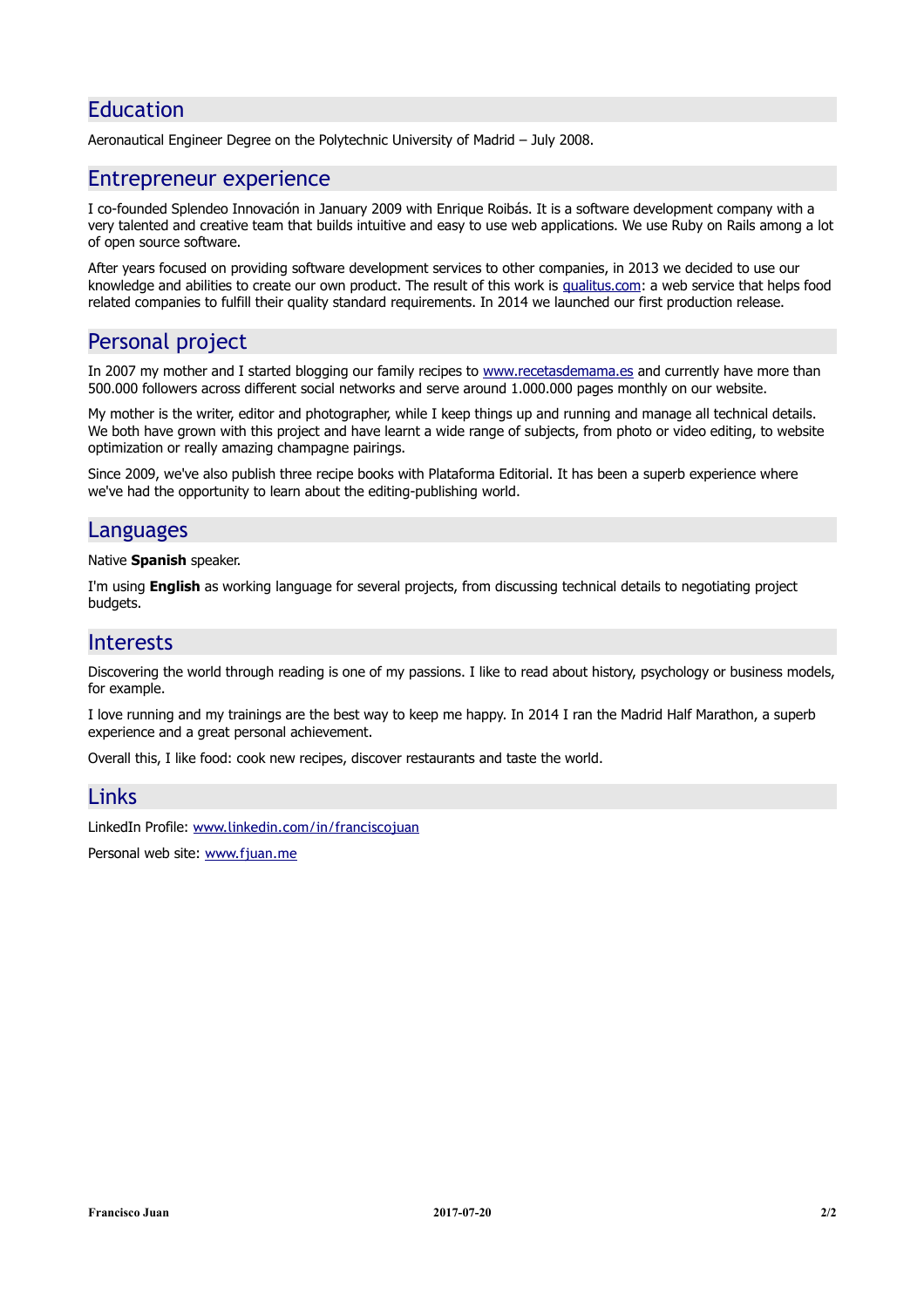## Education

Aeronautical Engineer Degree on the Polytechnic University of Madrid – July 2008.

## Entrepreneur experience

I co-founded Splendeo Innovación in January 2009 with Enrique Roibás. It is a software development company with a very talented and creative team that builds intuitive and easy to use web applications. We use Ruby on Rails among a lot of open source software.

After years focused on providing software development services to other companies, in 2013 we decided to use our knowledge and abilities to create our own product. The result of this work is [qualitus.com](qualitus.com): a web service that helps food related companies to fulfill their quality standard requirements. In 2014 we launched our first production release.

## Personal project

In 2007 my mother and I started blogging our family recipes to [www.recetasdemama.es](www.recetasdemama.es) and currently have more than 500.000 followers across different social networks and serve around 1.000.000 pages monthly on our website.

My mother is the writer, editor and photographer, while I keep things up and running and manage all technical details. We both have grown with this project and have learnt a wide range of subjects, from photo or video editing, to website optimization or really amazing champagne pairings.

Since 2009, we've also publish three recipe books with Plataforma Editorial. It has been a superb experience where we've had the opportunity to learn about the editing-publishing world.

## Languages

Native **Spanish** speaker.

I'm using **English** as working language for several projects, from discussing technical details to negotiating project budgets.

## Interests

Discovering the world through reading is one of my passions. I like to read about history, psychology or business models, for example.

I love running and my trainings are the best way to keep me happy. In 2014 I ran the Madrid Half Marathon, a superb experience and a great personal achievement.

Overall this, I like food: cook new recipes, discover restaurants and taste the world.

## Links

LinkedIn Profile: [www.linkedin.com/in/franciscojuan](www.linkedin.com/in/franciscojuan)

Personal web site: [www.fjuan.me](www.fjuan.me)